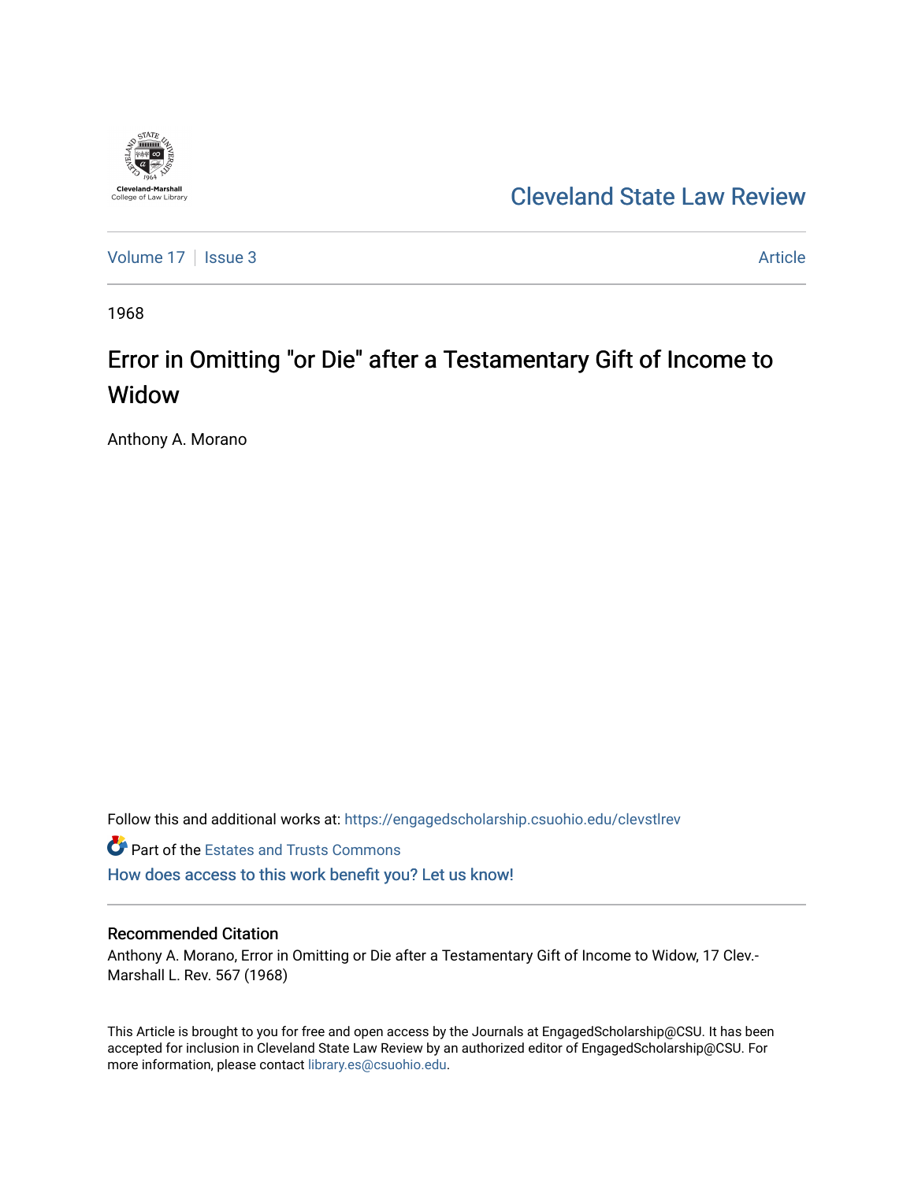Cleveland State Law Review

Volume 17 | Issue 3 | Article

1968

# Error in Omitting "or Die" after a Testamentary Gift of Income to Widow

Anthony A. Morano

Follow this and additional works at: https://engagedscholarship.csuohio.edu/clevstlrev

Part of the Estates and Trusts Commons

How does access to this work benefit you? Let us know!

## Recommended Citation

Anthony A. Morano, Error in Omitting or Die after a Testamentary Gift of Income to Widow, 17 Clev.-Marshall L. Rev. 567 (1968)

This Article is brought to you for free and open access by the Journals at EngagedScholarship@CSU. It has been accepted for inclusion in Cleveland State Law Review by an authorized editor of EngagedScholarship@CSU. For more information, please contact library.es@csuohio.edu.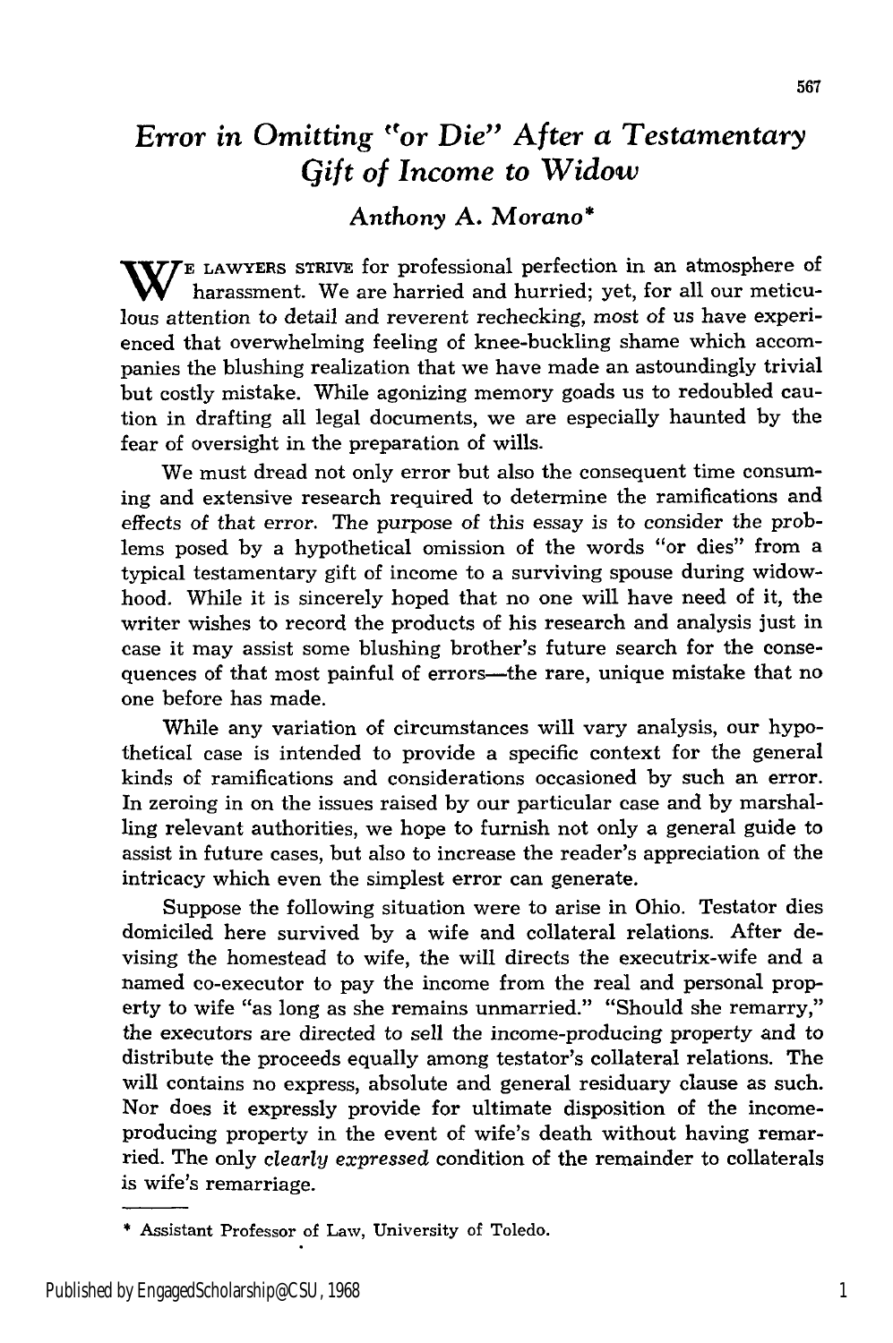# *Error in Omitting "or Die" After a Testamentary Gift of Income to Widow*

### *Anthony A. Morano**

We lawyers strive for professional perfection in an atmosphere of harassment. We are harried and hurried; yet, for all our meticulous attention to detail and reverent rechecking, most of us have experienced that overwhelming feeling of knee-buckling shame which accompanies the blushing realization that we have made an astoundingly trivial but costly mistake. While agonizing memory goads us to redoubled caution in drafting all legal documents, we are especially haunted by the fear of oversight in the preparation of wills.

We must dread not only error but also the consequent time consuming and extensive research required to determine the ramifications and effects of that error. The purpose of this essay is to consider the problems posed by a hypothetical omission of the words "or dies" from a typical testamentary gift of income to a surviving spouse during widowhood. While it is sincerely hoped that no one will have need of it, the writer wishes to record the products of his research and analysis just in case it may assist some blushing brother's future search for the consequences of that most painful of errors—the rare, unique mistake that no one before has made.

While any variation of circumstances will vary analysis, our hypothetical case is intended to provide a specific context for the general kinds of ramifications and considerations occasioned by such an error. In zeroing in on the issues raised by our particular case and by marshalling relevant authorities, we hope to furnish not only a general guide to assist in future cases, but also to increase the reader's appreciation of the intricacy which even the simplest error can generate.

Suppose the following situation were to arise in Ohio. Testator dies domiciled here survived by a wife and collateral relations. After devising the homestead to wife, the will directs the executrix-wife and a named co-executor to pay the income from the real and personal property to wife "as long as she remains unmarried." "Should she remarry," the executors are directed to sell the income-producing property and to distribute the proceeds equally among testator's collateral relations. The will contains no express, absolute and general residuary clause as such. Nor does it expressly provide for ultimate disposition of the income-producing property in the event of wife's death without having remarried. The only *clearly expressed* condition of the remainder to collaterals is wife's remarriage.

---

\* Assistant Professor of Law, University of Toledo.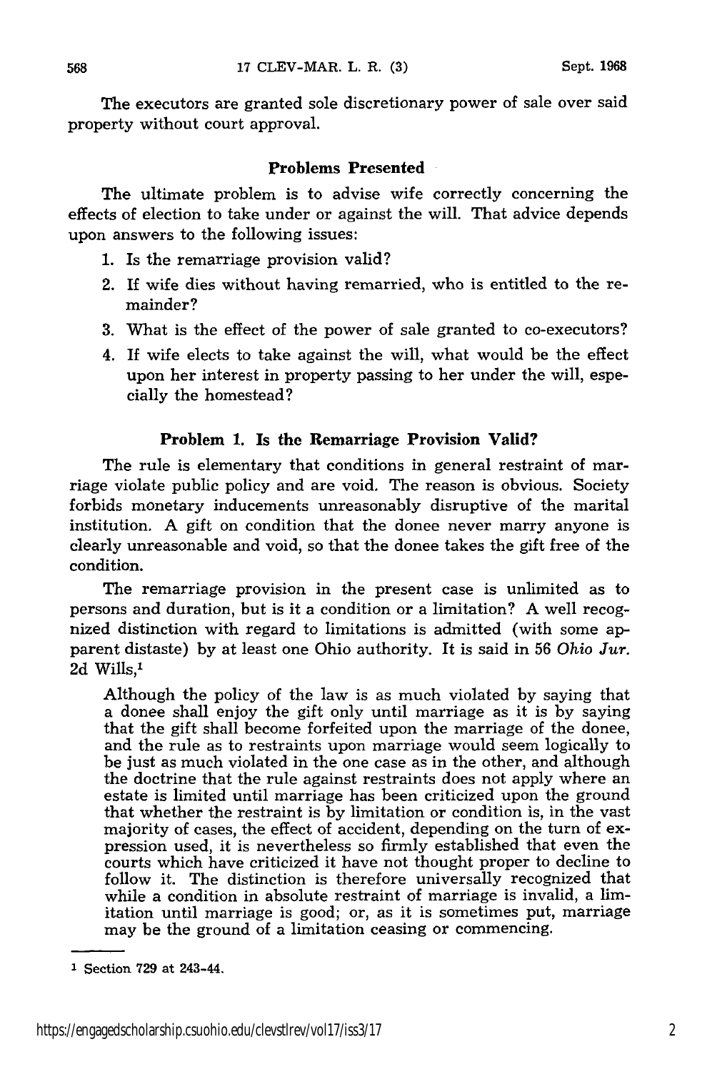The executors are granted sole discretionary power of sale over said property without court approval.

## Problems Presented

The ultimate problem is to advise wife correctly concerning the effects of election to take under or against the will. That advice depends upon answers to the following issues:

1. Is the remarriage provision valid?
2. If wife dies without having remarried, who is entitled to the remainder?
3. What is the effect of the power of sale granted to co-executors?
4. If wife elects to take against the will, what would be the effect upon her interest in property passing to her under the will, especially the homestead?

## Problem 1. Is the Remarriage Provision Valid?

The rule is elementary that conditions in general restraint of marriage violate public policy and are void. The reason is obvious. Society forbids monetary inducements unreasonably disruptive of the marital institution. A gift on condition that the donee never marry anyone is clearly unreasonable and void, so that the donee takes the gift free of the condition.

The remarriage provision in the present case is unlimited as to persons and duration, but is it a condition or a limitation? A well recognized distinction with regard to limitations is admitted (with some apparent distaste) by at least one Ohio authority. It is said in 56 *Ohio Jur.* 2d Wills,[1]

> Although the policy of the law is as much violated by saying that a donee shall enjoy the gift only until marriage as it is by saying that the gift shall become forfeited upon the marriage of the donee, and the rule as to restraints upon marriage would seem logically to be just as much violated in the one case as in the other, and although the doctrine that the rule against restraints does not apply where an estate is limited until marriage has been criticized upon the ground that whether the restraint is by limitation or condition is, in the vast majority of cases, the effect of accident, depending on the turn of expression used, it is nevertheless so firmly established that even the courts which have criticized it have not thought proper to decline to follow it. The distinction is therefore universally recognized that while a condition in absolute restraint of marriage is invalid, a limitation until marriage is good; or, as it is sometimes put, marriage may be the ground of a limitation ceasing or commencing.

---

[1] Section 729 at 243-44.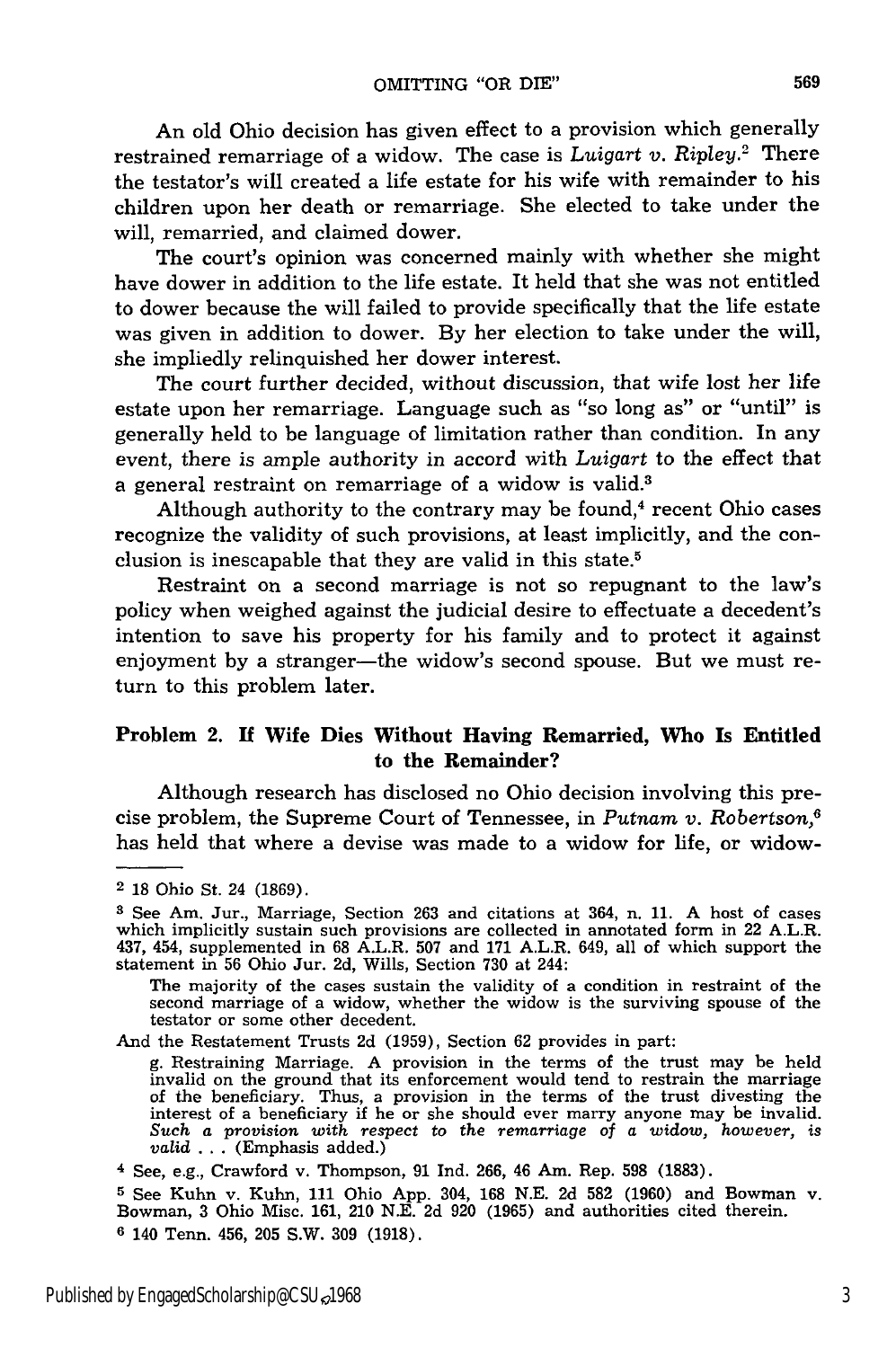An old Ohio decision has given effect to a provision which generally restrained remarriage of a widow. The case is *Luigart v. Ripley*.[2] There the testator's will created a life estate for his wife with remainder to his children upon her death or remarriage. She elected to take under the will, remarried, and claimed dower.

The court's opinion was concerned mainly with whether she might have dower in addition to the life estate. It held that she was not entitled to dower because the will failed to provide specifically that the life estate was given in addition to dower. By her election to take under the will, she impliedly relinquished her dower interest.

The court further decided, without discussion, that wife lost her life estate upon her remarriage. Language such as "so long as" or "until" is generally held to be language of limitation rather than condition. In any event, there is ample authority in accord with *Luigart* to the effect that a general restraint on remarriage of a widow is valid.[3]

Although authority to the contrary may be found,[4] recent Ohio cases recognize the validity of such provisions, at least implicitly, and the conclusion is inescapable that they are valid in this state.[5]

Restraint on a second marriage is not so repugnant to the law's policy when weighed against the judicial desire to effectuate a decedent's intention to save his property for his family and to protect it against enjoyment by a stranger—the widow's second spouse. But we must return to this problem later.

### Problem 2. If Wife Dies Without Having Remarried, Who Is Entitled to the Remainder?

Although research has disclosed no Ohio decision involving this precise problem, the Supreme Court of Tennessee, in *Putnam v. Robertson*,[6] has held that where a devise was made to a widow for life, or widow-

---

[2] 18 Ohio St. 24 (1869).

[3] See Am. Jur., Marriage, Section 263 and citations at 364, n. 11. A host of cases which implicitly sustain such provisions are collected in annotated form in 22 A.L.R. 437, 454, supplemented in 68 A.L.R. 507 and 171 A.L.R. 649, all of which support the statement in 56 Ohio Jur. 2d, Wills, Section 730 at 244:

> The majority of the cases sustain the validity of a condition in restraint of the second marriage of a widow, whether the widow is the surviving spouse of the testator or some other decedent.

And the Restatement Trusts 2d (1959), Section 62 provides in part:

> g. Restraining Marriage. A provision in the terms of the trust may be held invalid on the ground that its enforcement would tend to restrain the marriage of the beneficiary. Thus, a provision in the terms of the trust divesting the interest of a beneficiary if he or she should ever marry anyone may be invalid. *Such a provision with respect to the remarriage of a widow, however, is valid* . . . (Emphasis added.)

[4] See, e.g., Crawford v. Thompson, 91 Ind. 266, 46 Am. Rep. 598 (1883).

[5] See Kuhn v. Kuhn, 111 Ohio App. 304, 168 N.E. 2d 582 (1960) and Bowman v. Bowman, 3 Ohio Misc. 161, 210 N.E. 2d 920 (1965) and authorities cited therein.

[6] 140 Tenn. 456, 205 S.W. 309 (1918).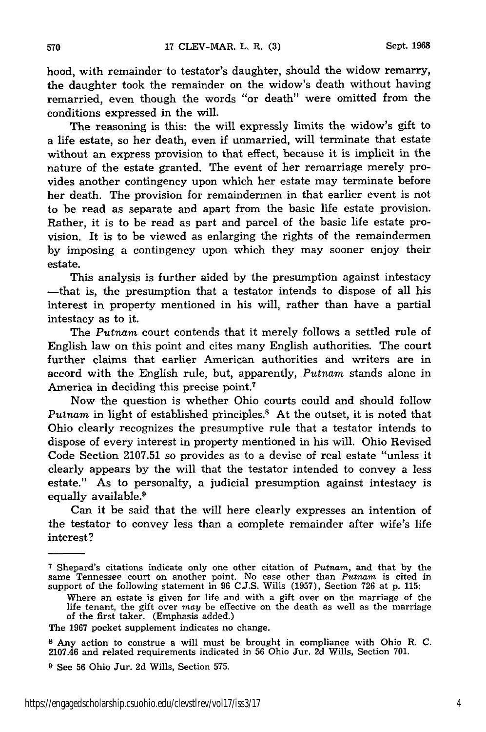hood, with remainder to testator's daughter, should the widow remarry, the daughter took the remainder on the widow's death without having remarried, even though the words "or death" were omitted from the conditions expressed in the will.

The reasoning is this: the will expressly limits the widow's gift to a life estate, so her death, even if unmarried, will terminate that estate without an express provision to that effect, because it is implicit in the nature of the estate granted. The event of her remarriage merely provides another contingency upon which her estate may terminate before her death. The provision for remaindermen in that earlier event is not to be read as separate and apart from the basic life estate provision. Rather, it is to be read as part and parcel of the basic life estate provision. It is to be viewed as enlarging the rights of the remaindermen by imposing a contingency upon which they may sooner enjoy their estate.

This analysis is further aided by the presumption against intestacy —that is, the presumption that a testator intends to dispose of all his interest in property mentioned in his will, rather than have a partial intestacy as to it.

The *Putnam* court contends that it merely follows a settled rule of English law on this point and cites many English authorities. The court further claims that earlier American authorities and writers are in accord with the English rule, but, apparently, *Putnam* stands alone in America in deciding this precise point.[7]

Now the question is whether Ohio courts could and should follow *Putnam* in light of established principles.[8] At the outset, it is noted that Ohio clearly recognizes the presumptive rule that a testator intends to dispose of every interest in property mentioned in his will. Ohio Revised Code Section 2107.51 so provides as to a devise of real estate "unless it clearly appears by the will that the testator intended to convey a less estate." As to personalty, a judicial presumption against intestacy is equally available.[9]

Can it be said that the will here clearly expresses an intention of the testator to convey less than a complete remainder after wife's life interest?

---

[7] Shepard's citations indicate only one other citation of *Putnam*, and that by the same Tennessee court on another point. No case other than *Putnam* is cited in support of the following statement in 96 C.J.S. Wills (1957), Section 726 at p. 115:

> Where an estate is given for life and with a gift over on the marriage of the life tenant, the gift over *may* be effective on the death as well as the marriage of the first taker. (Emphasis added.)

The 1967 pocket supplement indicates no change.

[8] Any action to construe a will must be brought in compliance with Ohio R. C. 2107.46 and related requirements indicated in 56 Ohio Jur. 2d Wills, Section 701.

[9] See 56 Ohio Jur. 2d Wills, Section 575.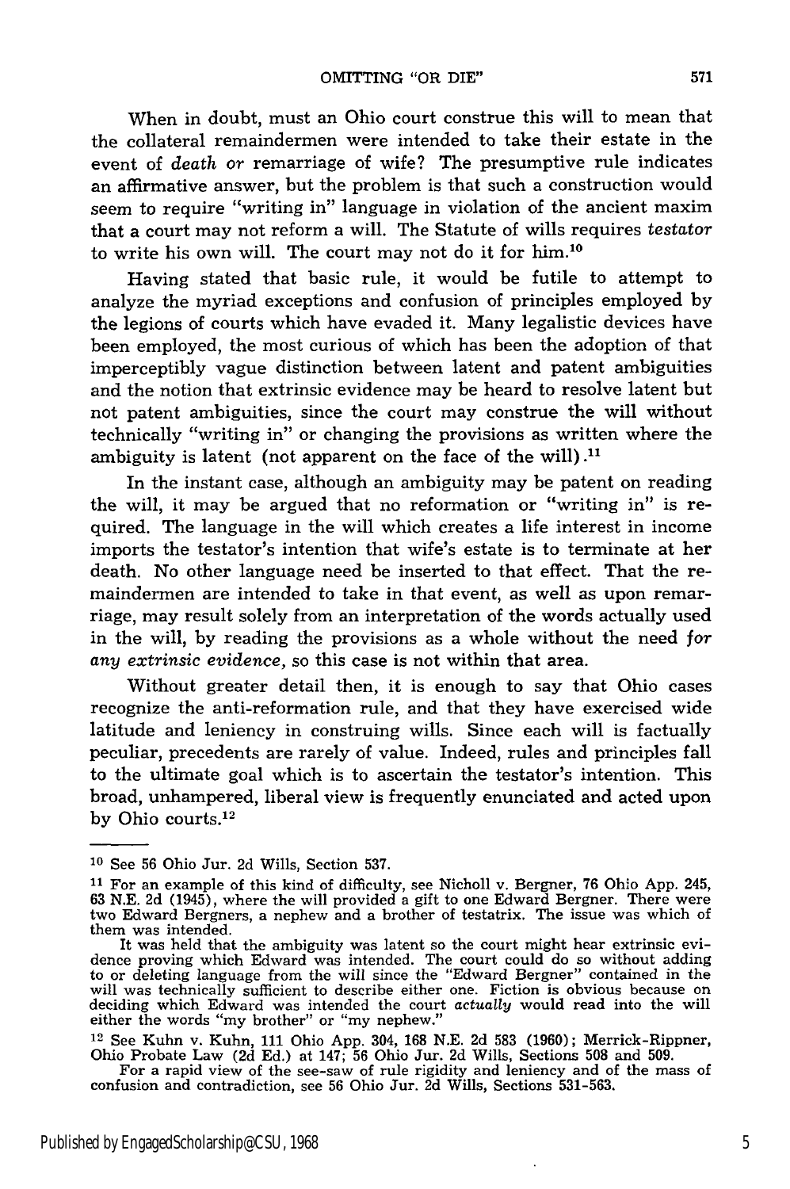When in doubt, must an Ohio court construe this will to mean that the collateral remaindermen were intended to take their estate in the event of *death or* remarriage of wife? The presumptive rule indicates an affirmative answer, but the problem is that such a construction would seem to require "writing in" language in violation of the ancient maxim that a court may not reform a will. The Statute of wills requires *testator* to write his own will. The court may not do it for him.[10]

Having stated that basic rule, it would be futile to attempt to analyze the myriad exceptions and confusion of principles employed by the legions of courts which have evaded it. Many legalistic devices have been employed, the most curious of which has been the adoption of that imperceptibly vague distinction between latent and patent ambiguities and the notion that extrinsic evidence may be heard to resolve latent but not patent ambiguities, since the court may construe the will without technically "writing in" or changing the provisions as written where the ambiguity is latent (not apparent on the face of the will).[11]

In the instant case, although an ambiguity may be patent on reading the will, it may be argued that no reformation or "writing in" is required. The language in the will which creates a life interest in income imports the testator's intention that wife's estate is to terminate at her death. No other language need be inserted to that effect. That the remaindermen are intended to take in that event, as well as upon remarriage, may result solely from an interpretation of the words actually used in the will, by reading the provisions as a whole without the need *for any extrinsic evidence*, so this case is not within that area.

Without greater detail then, it is enough to say that Ohio cases recognize the anti-reformation rule, and that they have exercised wide latitude and leniency in construing wills. Since each will is factually peculiar, precedents are rarely of value. Indeed, rules and principles fall to the ultimate goal which is to ascertain the testator's intention. This broad, unhampered, liberal view is frequently enunciated and acted upon by Ohio courts.[12]

---

[10] See 56 Ohio Jur. 2d Wills, Section 537.

[11] For an example of this kind of difficulty, see Nicholl v. Bergner, 76 Ohio App. 245, 63 N.E. 2d (1945), where the will provided a gift to one Edward Bergner. There were two Edward Bergners, a nephew and a brother of testatrix. The issue was which of them was intended.

It was held that the ambiguity was latent so the court might hear extrinsic evidence proving which Edward was intended. The court could do so without adding to or deleting language from the will since the "Edward Bergner" contained in the will was technically sufficient to describe either one. Fiction is obvious because on deciding which Edward was intended the court *actually* would read into the will either the words "my brother" or "my nephew."

[12] See Kuhn v. Kuhn, 111 Ohio App. 304, 168 N.E. 2d 583 (1960); Merrick-Rippner, Ohio Probate Law (2d Ed.) at 147; 56 Ohio Jur. 2d Wills, Sections 508 and 509.

For a rapid view of the see-saw of rule rigidity and leniency and of the mass of confusion and contradiction, see 56 Ohio Jur. 2d Wills, Sections 531-563.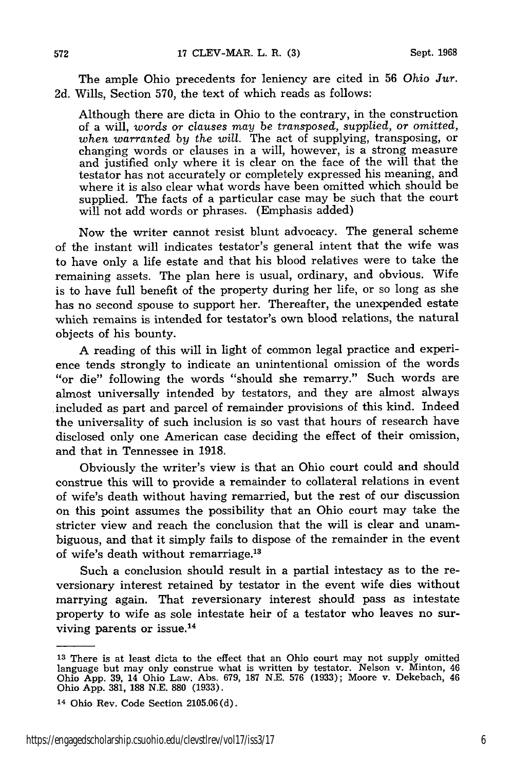The ample Ohio precedents for leniency are cited in 56 *Ohio Jur.* 2d. Wills, Section 570, the text of which reads as follows:

> Although there are dicta in Ohio to the contrary, in the construction of a will, *words or clauses may be transposed, supplied, or omitted, when warranted by the will.* The act of supplying, transposing, or changing words or clauses in a will, however, is a strong measure and justified only where it is clear on the face of the will that the testator has not accurately or completely expressed his meaning, and where it is also clear what words have been omitted which should be supplied. The facts of a particular case may be such that the court will not add words or phrases. (Emphasis added)

Now the writer cannot resist blunt advocacy. The general scheme of the instant will indicates testator's general intent that the wife was to have only a life estate and that his blood relatives were to take the remaining assets. The plan here is usual, ordinary, and obvious. Wife is to have full benefit of the property during her life, or so long as she has no second spouse to support her. Thereafter, the unexpended estate which remains is intended for testator's own blood relations, the natural objects of his bounty.

A reading of this will in light of common legal practice and experience tends strongly to indicate an unintentional omission of the words "or die" following the words "should she remarry." Such words are almost universally intended by testators, and they are almost always included as part and parcel of remainder provisions of this kind. Indeed the universality of such inclusion is so vast that hours of research have disclosed only one American case deciding the effect of their omission, and that in Tennessee in 1918.

Obviously the writer's view is that an Ohio court could and should construe this will to provide a remainder to collateral relations in event of wife's death without having remarried, but the rest of our discussion on this point assumes the possibility that an Ohio court may take the stricter view and reach the conclusion that the will is clear and unambiguous, and that it simply fails to dispose of the remainder in the event of wife's death without remarriage.[13]

Such a conclusion should result in a partial intestacy as to the reversionary interest retained by testator in the event wife dies without marrying again. That reversionary interest should pass as intestate property to wife as sole intestate heir of a testator who leaves no surviving parents or issue.[14]

---

[13] There is at least dicta to the effect that an Ohio court may not supply omitted language but may only construe what is written by testator. Nelson v. Minton, 46 Ohio App. 39, 14 Ohio Law. Abs. 679, 187 N.E. 576 (1933); Moore v. Dekebach, 46 Ohio App. 381, 188 N.E. 880 (1933).

[14] Ohio Rev. Code Section 2105.06(d).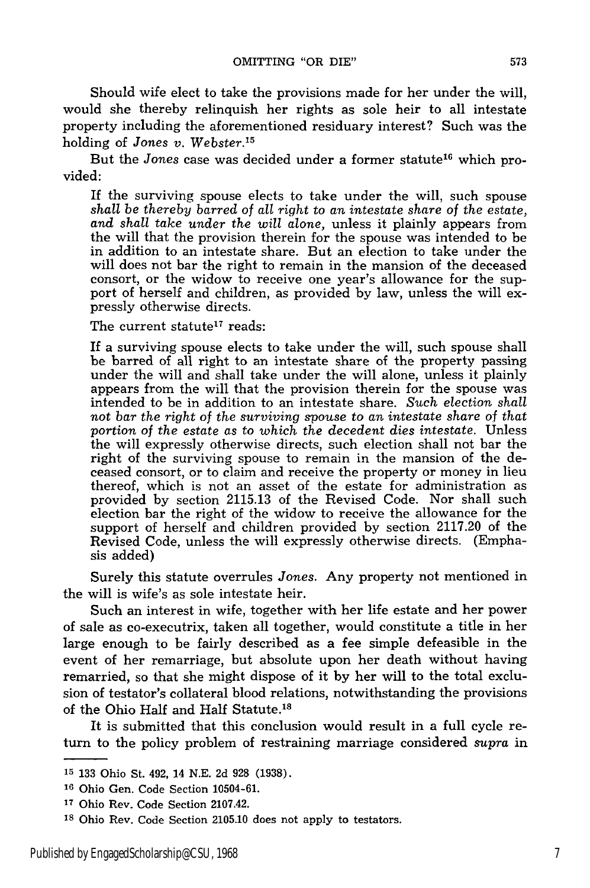Should wife elect to take the provisions made for her under the will, would she thereby relinquish her rights as sole heir to all intestate property including the aforementioned residuary interest? Such was the holding of *Jones v. Webster*.[15]

But the *Jones* case was decided under a former statute[16] which provided:

> If the surviving spouse elects to take under the will, such spouse *shall be thereby barred of all right to an intestate share of the estate, and shall take under the will alone,* unless it plainly appears from the will that the provision therein for the spouse was intended to be in addition to an intestate share. But an election to take under the will does not bar the right to remain in the mansion of the deceased consort, or the widow to receive one year's allowance for the support of herself and children, as provided by law, unless the will expressly otherwise directs.

The current statute[17] reads:

> If a surviving spouse elects to take under the will, such spouse shall be barred of all right to an intestate share of the property passing under the will and shall take under the will alone, unless it plainly appears from the will that the provision therein for the spouse was intended to be in addition to an intestate share. *Such election shall not bar the right of the surviving spouse to an intestate share of that portion of the estate as to which the decedent dies intestate.* Unless the will expressly otherwise directs, such election shall not bar the right of the surviving spouse to remain in the mansion of the deceased consort, or to claim and receive the property or money in lieu thereof, which is not an asset of the estate for administration as provided by section 2115.13 of the Revised Code. Nor shall such election bar the right of the widow to receive the allowance for the support of herself and children provided by section 2117.20 of the Revised Code, unless the will expressly otherwise directs. (Emphasis added)

Surely this statute overrules *Jones*. Any property not mentioned in the will is wife's as sole intestate heir.

Such an interest in wife, together with her life estate and her power of sale as co-executrix, taken all together, would constitute a title in her large enough to be fairly described as a fee simple defeasible in the event of her remarriage, but absolute upon her death without having remarried, so that she might dispose of it by her will to the total exclusion of testator's collateral blood relations, notwithstanding the provisions of the Ohio Half and Half Statute.[18]

It is submitted that this conclusion would result in a full cycle return to the policy problem of restraining marriage considered *supra* in

---

[15] 133 Ohio St. 492, 14 N.E. 2d 928 (1938).

[16] Ohio Gen. Code Section 10504-61.

[17] Ohio Rev. Code Section 2107.42.

[18] Ohio Rev. Code Section 2105.10 does not apply to testators.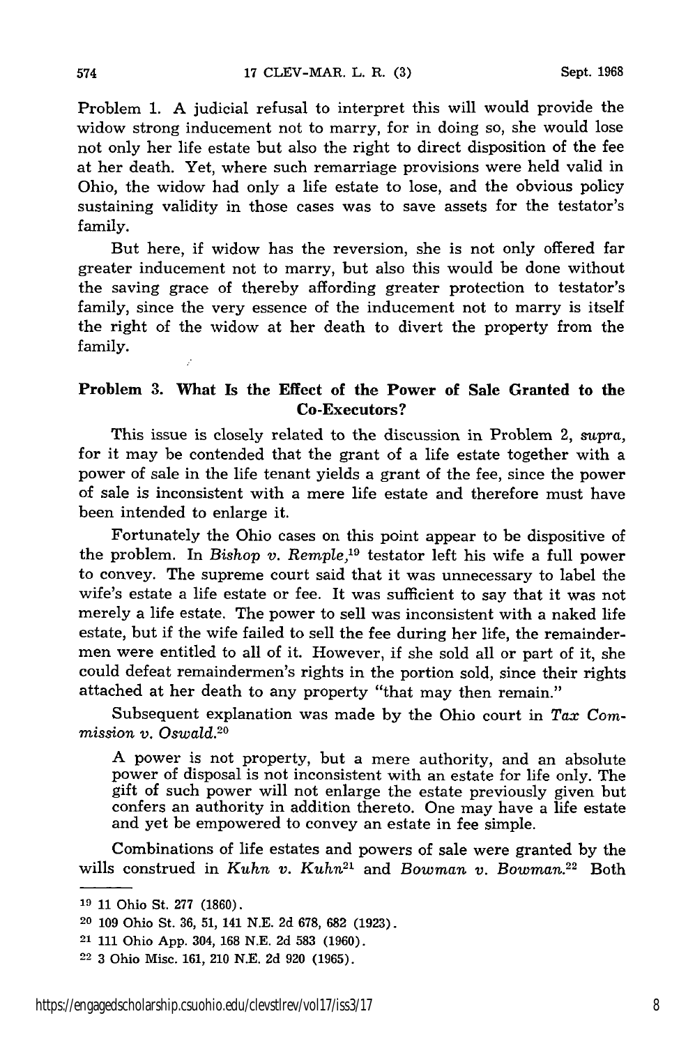Problem 1. A judicial refusal to interpret this will would provide the widow strong inducement not to marry, for in doing so, she would lose not only her life estate but also the right to direct disposition of the fee at her death. Yet, where such remarriage provisions were held valid in Ohio, the widow had only a life estate to lose, and the obvious policy sustaining validity in those cases was to save assets for the testator's family.

But here, if widow has the reversion, she is not only offered far greater inducement not to marry, but also this would be done without the saving grace of thereby affording greater protection to testator's family, since the very essence of the inducement not to marry is itself the right of the widow at her death to divert the property from the family.

### Problem 3. What Is the Effect of the Power of Sale Granted to the Co-Executors?

This issue is closely related to the discussion in Problem 2, *supra*, for it may be contended that the grant of a life estate together with a power of sale in the life tenant yields a grant of the fee, since the power of sale is inconsistent with a mere life estate and therefore must have been intended to enlarge it.

Fortunately the Ohio cases on this point appear to be dispositive of the problem. In *Bishop v. Remple*,[19] testator left his wife a full power to convey. The supreme court said that it was unnecessary to label the wife's estate a life estate or fee. It was sufficient to say that it was not merely a life estate. The power to sell was inconsistent with a naked life estate, but if the wife failed to sell the fee during her life, the remaindermen were entitled to all of it. However, if she sold all or part of it, she could defeat remaindermen's rights in the portion sold, since their rights attached at her death to any property "that may then remain."

Subsequent explanation was made by the Ohio court in *Tax Commission v. Oswald*.[20]

> A power is not property, but a mere authority, and an absolute power of disposal is not inconsistent with an estate for life only. The gift of such power will not enlarge the estate previously given but confers an authority in addition thereto. One may have a life estate and yet be empowered to convey an estate in fee simple.

Combinations of life estates and powers of sale were granted by the wills construed in *Kuhn v. Kuhn*[21] and *Bowman v. Bowman*.[22] Both

---

[19] 11 Ohio St. 277 (1860).

[20] 109 Ohio St. 36, 51, 141 N.E. 2d 678, 682 (1923).

[21] 111 Ohio App. 304, 168 N.E. 2d 583 (1960).

[22] 3 Ohio Misc. 161, 210 N.E. 2d 920 (1965).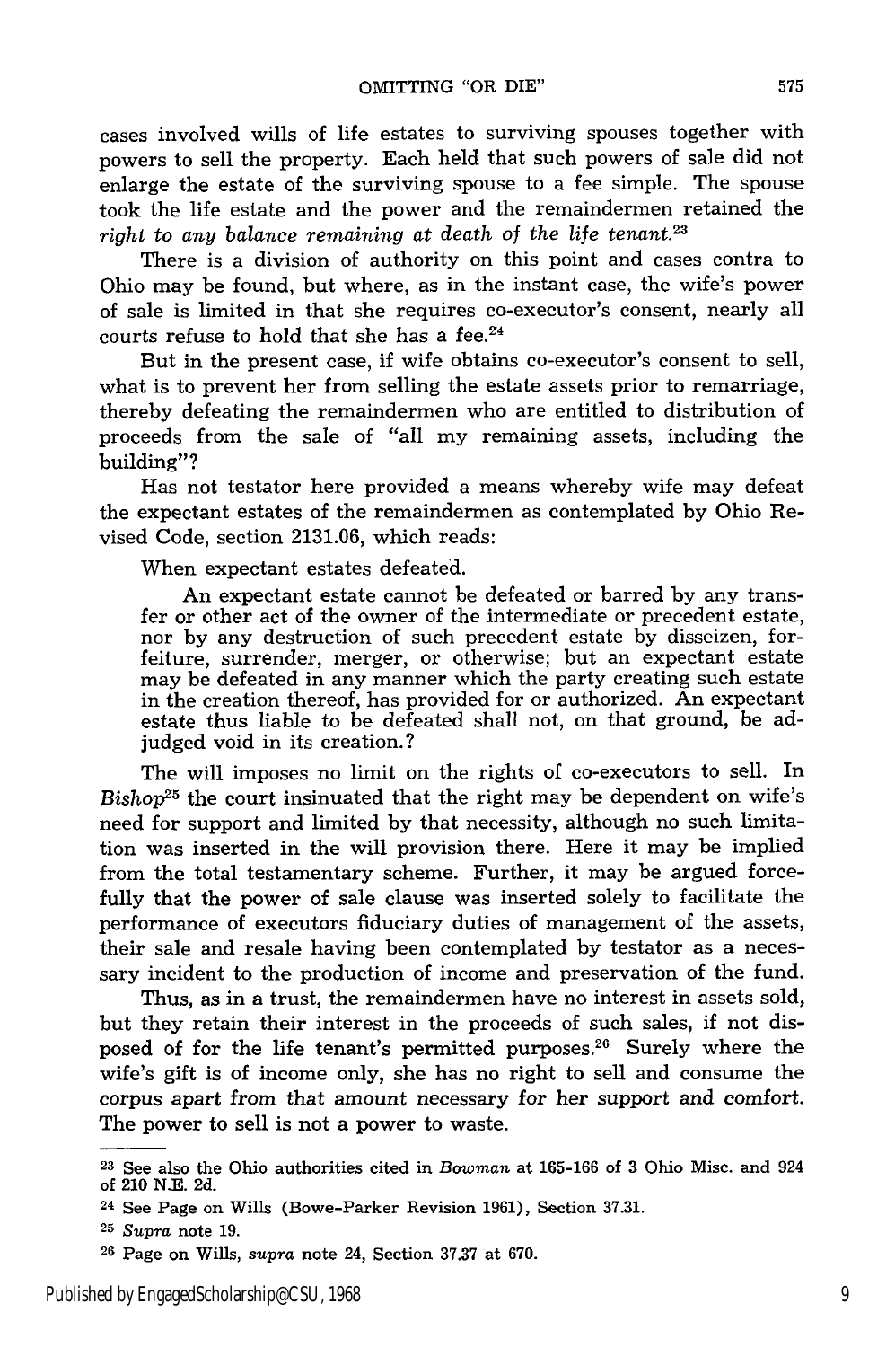cases involved wills of life estates to surviving spouses together with powers to sell the property. Each held that such powers of sale did not enlarge the estate of the surviving spouse to a fee simple. The spouse took the life estate and the power and the remaindermen retained the *right to any balance remaining at death of the life tenant.*[23]

There is a division of authority on this point and cases contra to Ohio may be found, but where, as in the instant case, the wife's power of sale is limited in that she requires co-executor's consent, nearly all courts refuse to hold that she has a fee.[24]

But in the present case, if wife obtains co-executor's consent to sell, what is to prevent her from selling the estate assets prior to remarriage, thereby defeating the remaindermen who are entitled to distribution of proceeds from the sale of "all my remaining assets, including the building"?

Has not testator here provided a means whereby wife may defeat the expectant estates of the remaindermen as contemplated by Ohio Revised Code, section 2131.06, which reads:

> When expectant estates defeated.
>
> An expectant estate cannot be defeated or barred by any transfer or other act of the owner of the intermediate or precedent estate, nor by any destruction of such precedent estate by disseizen, forfeiture, surrender, merger, or otherwise; but an expectant estate may be defeated in any manner which the party creating such estate in the creation thereof, has provided for or authorized. An expectant estate thus liable to be defeated shall not, on that ground, be adjudged void in its creation.?

The will imposes no limit on the rights of co-executors to sell. In *Bishop*[25] the court insinuated that the right may be dependent on wife's need for support and limited by that necessity, although no such limitation was inserted in the will provision there. Here it may be implied from the total testamentary scheme. Further, it may be argued forcefully that the power of sale clause was inserted solely to facilitate the performance of executors fiduciary duties of management of the assets, their sale and resale having been contemplated by testator as a necessary incident to the production of income and preservation of the fund.

Thus, as in a trust, the remaindermen have no interest in assets sold, but they retain their interest in the proceeds of such sales, if not disposed of for the life tenant's permitted purposes.[26] Surely where the wife's gift is of income only, she has no right to sell and consume the corpus apart from that amount necessary for her support and comfort. The power to sell is not a power to waste.

---

[23] See also the Ohio authorities cited in *Bowman* at 165-166 of 3 Ohio Misc. and 924 of 210 N.E. 2d.

[24] See Page on Wills (Bowe-Parker Revision 1961), Section 37.31.

[25] *Supra* note 19.

[26] Page on Wills, *supra* note 24, Section 37.37 at 670.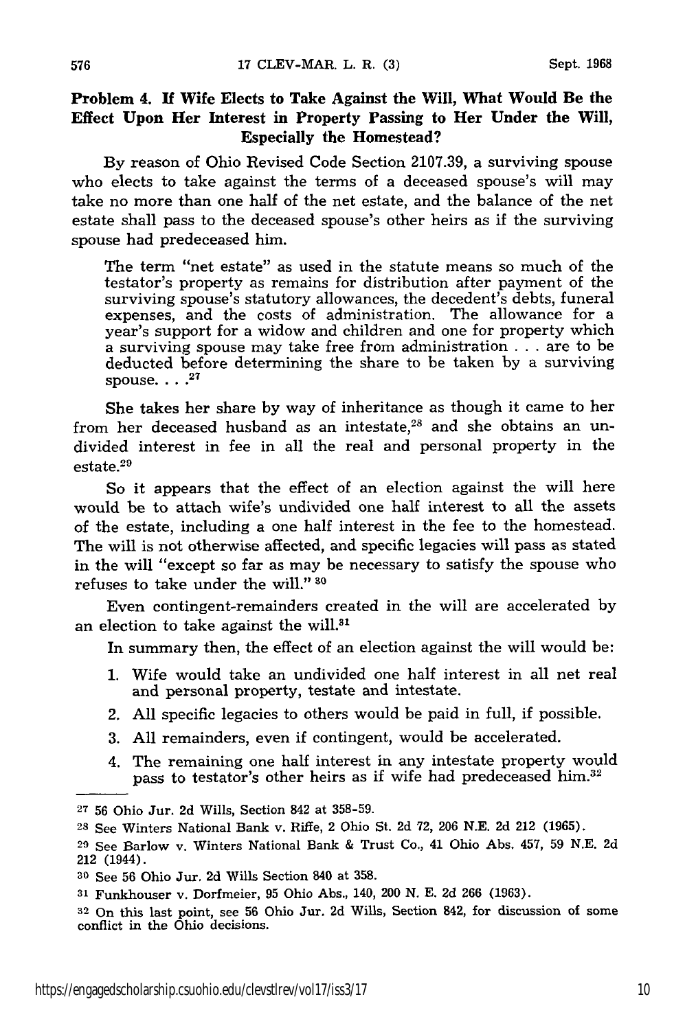### Problem 4. If Wife Elects to Take Against the Will, What Would Be the Effect Upon Her Interest in Property Passing to Her Under the Will, Especially the Homestead?

By reason of Ohio Revised Code Section 2107.39, a surviving spouse who elects to take against the terms of a deceased spouse's will may take no more than one half of the net estate, and the balance of the net estate shall pass to the deceased spouse's other heirs as if the surviving spouse had predeceased him.

> The term "net estate" as used in the statute means so much of the testator's property as remains for distribution after payment of the surviving spouse's statutory allowances, the decedent's debts, funeral expenses, and the costs of administration. The allowance for a year's support for a widow and children and one for property which a surviving spouse may take free from administration . . . are to be deducted before determining the share to be taken by a surviving spouse. . . .[27]

She takes her share by way of inheritance as though it came to her from her deceased husband as an intestate,[28] and she obtains an undivided interest in fee in all the real and personal property in the estate.[29]

So it appears that the effect of an election against the will here would be to attach wife's undivided one half interest to all the assets of the estate, including a one half interest in the fee to the homestead. The will is not otherwise affected, and specific legacies will pass as stated in the will "except so far as may be necessary to satisfy the spouse who refuses to take under the will."[30]

Even contingent-remainders created in the will are accelerated by an election to take against the will.[31]

In summary then, the effect of an election against the will would be:

1. Wife would take an undivided one half interest in all net real and personal property, testate and intestate.
2. All specific legacies to others would be paid in full, if possible.
3. All remainders, even if contingent, would be accelerated.
4. The remaining one half interest in any intestate property would pass to testator's other heirs as if wife had predeceased him.[32]

---

[27] 56 Ohio Jur. 2d Wills, Section 842 at 358-59.

[28] See Winters National Bank v. Riffe, 2 Ohio St. 2d 72, 206 N.E. 2d 212 (1965).

[29] See Barlow v. Winters National Bank & Trust Co., 41 Ohio Abs. 457, 59 N.E. 2d 212 (1944).

[30] See 56 Ohio Jur. 2d Wills Section 840 at 358.

[31] Funkhouser v. Dorfmeier, 95 Ohio Abs., 140, 200 N. E. 2d 266 (1963).

[32] On this last point, see 56 Ohio Jur. 2d Wills, Section 842, for discussion of some conflict in the Ohio decisions.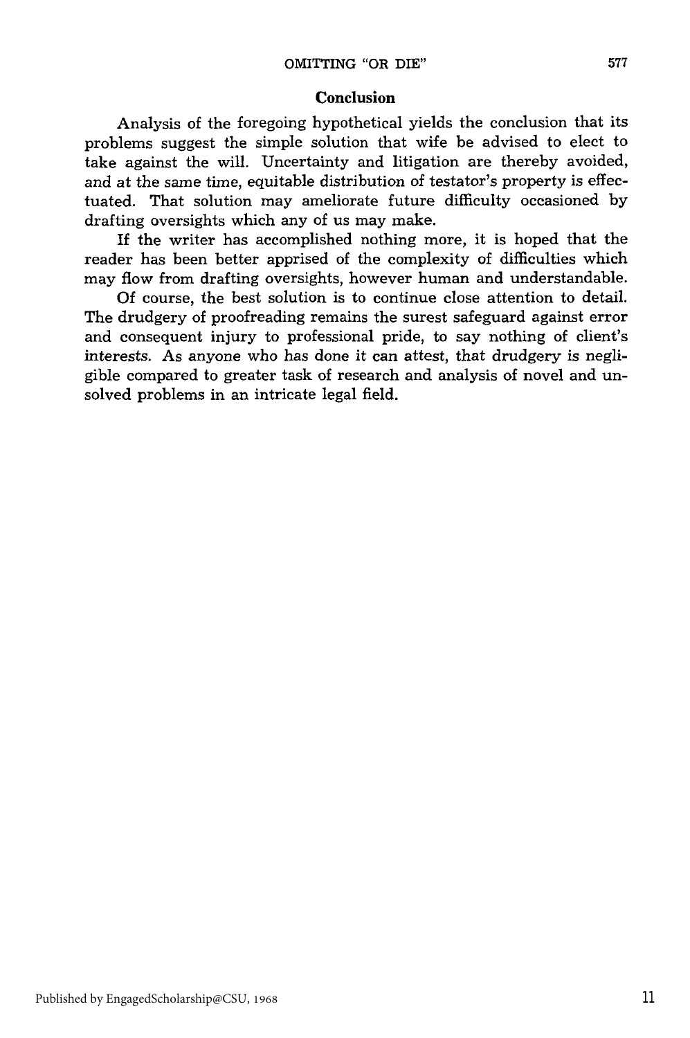## Conclusion

Analysis of the foregoing hypothetical yields the conclusion that its problems suggest the simple solution that wife be advised to elect to take against the will. Uncertainty and litigation are thereby avoided, and at the same time, equitable distribution of testator's property is effectuated. That solution may ameliorate future difficulty occasioned by drafting oversights which any of us may make.

If the writer has accomplished nothing more, it is hoped that the reader has been better apprised of the complexity of difficulties which may flow from drafting oversights, however human and understandable.

Of course, the best solution is to continue close attention to detail. The drudgery of proofreading remains the surest safeguard against error and consequent injury to professional pride, to say nothing of client's interests. As anyone who has done it can attest, that drudgery is negligible compared to greater task of research and analysis of novel and unsolved problems in an intricate legal field.